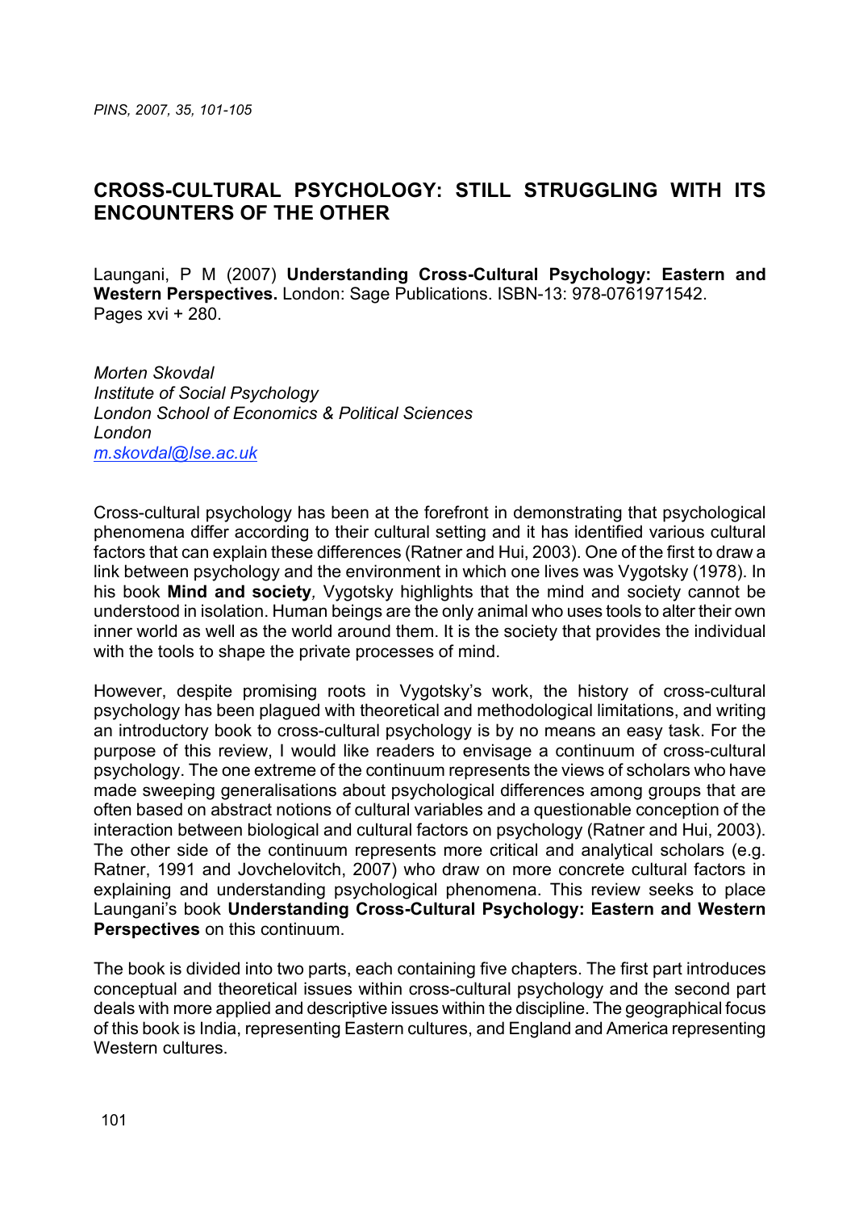# CROSS-CULTURAL PSYCHOLOGY: STILL STRUGGLING WITH ITS ENCOUNTERS OF THE OTHER

Laungani, P M (2007) **Understanding Cross-Cultural Psychology: Eastern and Western Perspectives.** London: Sage Publications. ISBN-13: 978-0761971542. Pages xvi + 280.

*Morten Skovdal*
*Institute of Social Psychology*
*London School of Economics & Political Sciences*
*London*
*m.skovdal@lse.ac.uk*

Cross-cultural psychology has been at the forefront in demonstrating that psychological phenomena differ according to their cultural setting and it has identified various cultural factors that can explain these differences (Ratner and Hui, 2003). One of the first to draw a link between psychology and the environment in which one lives was Vygotsky (1978). In his book **Mind and society**, Vygotsky highlights that the mind and society cannot be understood in isolation. Human beings are the only animal who uses tools to alter their own inner world as well as the world around them. It is the society that provides the individual with the tools to shape the private processes of mind.

However, despite promising roots in Vygotsky's work, the history of cross-cultural psychology has been plagued with theoretical and methodological limitations, and writing an introductory book to cross-cultural psychology is by no means an easy task. For the purpose of this review, I would like readers to envisage a continuum of cross-cultural psychology. The one extreme of the continuum represents the views of scholars who have made sweeping generalisations about psychological differences among groups that are often based on abstract notions of cultural variables and a questionable conception of the interaction between biological and cultural factors on psychology (Ratner and Hui, 2003). The other side of the continuum represents more critical and analytical scholars (e.g. Ratner, 1991 and Jovchelovitch, 2007) who draw on more concrete cultural factors in explaining and understanding psychological phenomena. This review seeks to place Laungani's book **Understanding Cross-Cultural Psychology: Eastern and Western Perspectives** on this continuum.

The book is divided into two parts, each containing five chapters. The first part introduces conceptual and theoretical issues within cross-cultural psychology and the second part deals with more applied and descriptive issues within the discipline. The geographical focus of this book is India, representing Eastern cultures, and England and America representing Western cultures.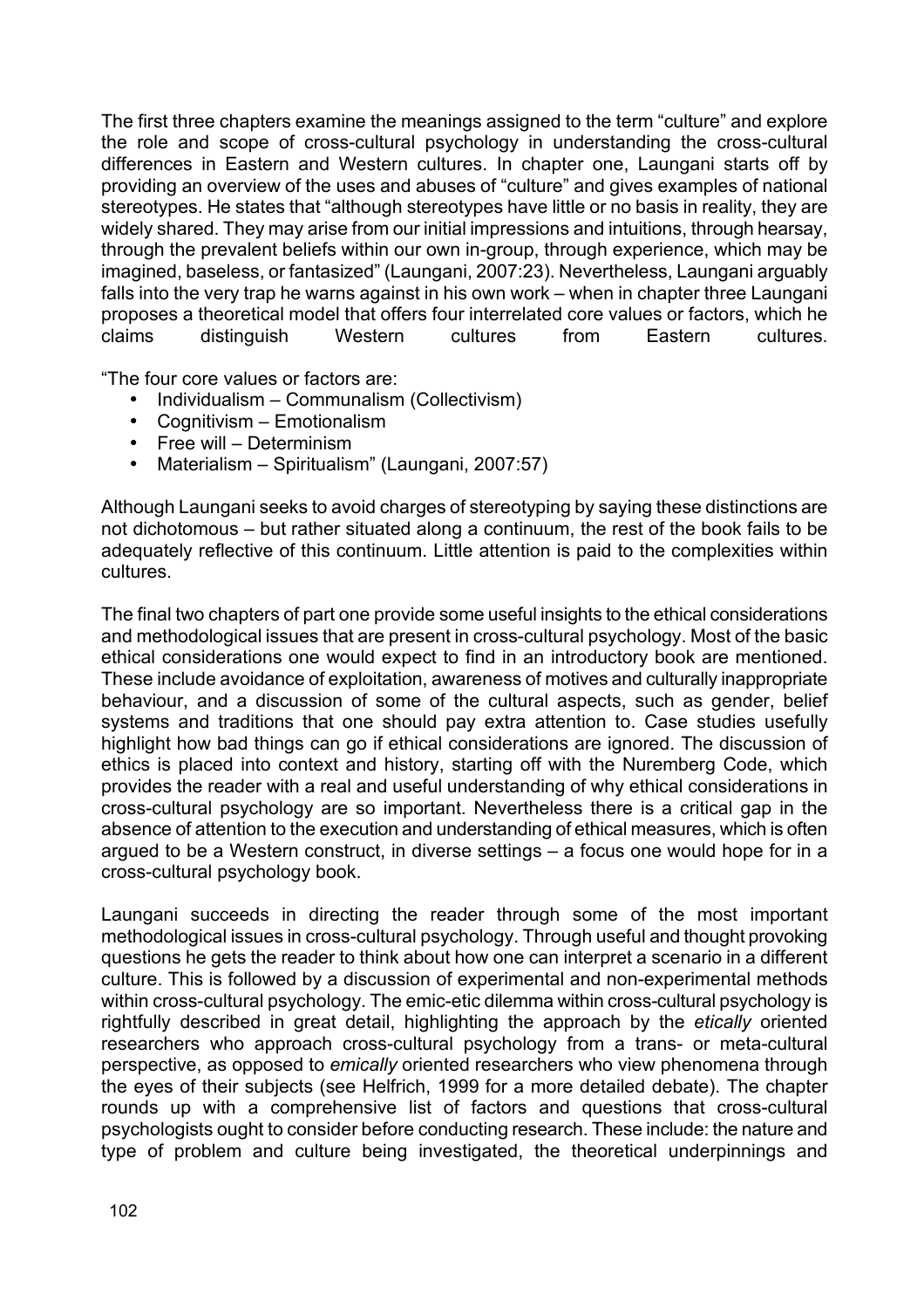The first three chapters examine the meanings assigned to the term "culture" and explore the role and scope of cross-cultural psychology in understanding the cross-cultural differences in Eastern and Western cultures. In chapter one, Laungani starts off by providing an overview of the uses and abuses of "culture" and gives examples of national stereotypes. He states that "although stereotypes have little or no basis in reality, they are widely shared. They may arise from our initial impressions and intuitions, through hearsay, through the prevalent beliefs within our own in-group, through experience, which may be imagined, baseless, or fantasized" (Laungani, 2007:23). Nevertheless, Laungani arguably falls into the very trap he warns against in his own work – when in chapter three Laungani proposes a theoretical model that offers four interrelated core values or factors, which he claims distinguish Western cultures from Eastern cultures.

"The four core values or factors are:

- Individualism – Communalism (Collectivism)
- Cognitivism – Emotionalism
- Free will – Determinism
- Materialism – Spiritualism" (Laungani, 2007:57)

Although Laungani seeks to avoid charges of stereotyping by saying these distinctions are not dichotomous – but rather situated along a continuum, the rest of the book fails to be adequately reflective of this continuum. Little attention is paid to the complexities within cultures.

The final two chapters of part one provide some useful insights to the ethical considerations and methodological issues that are present in cross-cultural psychology. Most of the basic ethical considerations one would expect to find in an introductory book are mentioned. These include avoidance of exploitation, awareness of motives and culturally inappropriate behaviour, and a discussion of some of the cultural aspects, such as gender, belief systems and traditions that one should pay extra attention to. Case studies usefully highlight how bad things can go if ethical considerations are ignored. The discussion of ethics is placed into context and history, starting off with the Nuremberg Code, which provides the reader with a real and useful understanding of why ethical considerations in cross-cultural psychology are so important. Nevertheless there is a critical gap in the absence of attention to the execution and understanding of ethical measures, which is often argued to be a Western construct, in diverse settings – a focus one would hope for in a cross-cultural psychology book.

Laungani succeeds in directing the reader through some of the most important methodological issues in cross-cultural psychology. Through useful and thought provoking questions he gets the reader to think about how one can interpret a scenario in a different culture. This is followed by a discussion of experimental and non-experimental methods within cross-cultural psychology. The emic-etic dilemma within cross-cultural psychology is rightfully described in great detail, highlighting the approach by the *etically* oriented researchers who approach cross-cultural psychology from a trans- or meta-cultural perspective, as opposed to *emically* oriented researchers who view phenomena through the eyes of their subjects (see Helfrich, 1999 for a more detailed debate). The chapter rounds up with a comprehensive list of factors and questions that cross-cultural psychologists ought to consider before conducting research. These include: the nature and type of problem and culture being investigated, the theoretical underpinnings and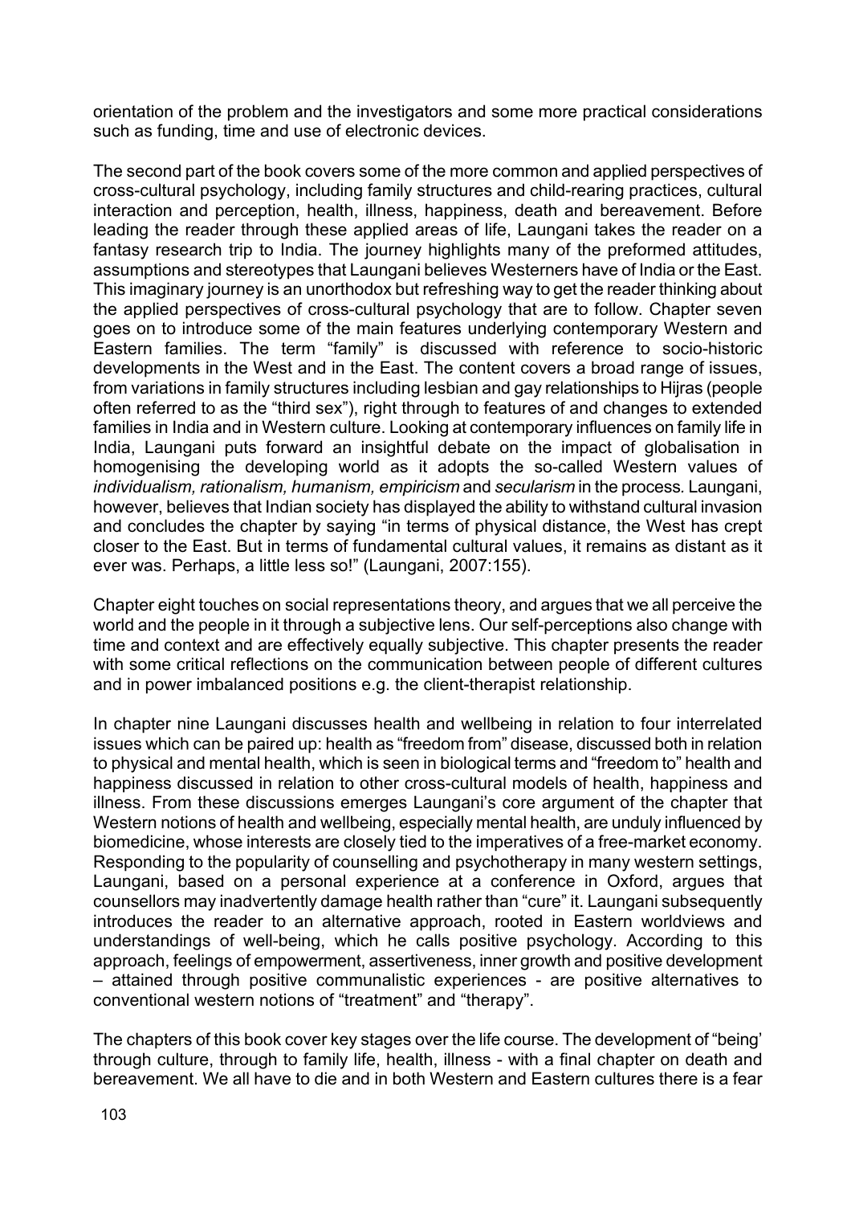orientation of the problem and the investigators and some more practical considerations such as funding, time and use of electronic devices.

The second part of the book covers some of the more common and applied perspectives of cross-cultural psychology, including family structures and child-rearing practices, cultural interaction and perception, health, illness, happiness, death and bereavement. Before leading the reader through these applied areas of life, Laungani takes the reader on a fantasy research trip to India. The journey highlights many of the preformed attitudes, assumptions and stereotypes that Laungani believes Westerners have of India or the East. This imaginary journey is an unorthodox but refreshing way to get the reader thinking about the applied perspectives of cross-cultural psychology that are to follow. Chapter seven goes on to introduce some of the main features underlying contemporary Western and Eastern families. The term "family" is discussed with reference to socio-historic developments in the West and in the East. The content covers a broad range of issues, from variations in family structures including lesbian and gay relationships to Hijras (people often referred to as the "third sex"), right through to features of and changes to extended families in India and in Western culture. Looking at contemporary influences on family life in India, Laungani puts forward an insightful debate on the impact of globalisation in homogenising the developing world as it adopts the so-called Western values of *individualism, rationalism, humanism, empiricism* and *secularism* in the process. Laungani, however, believes that Indian society has displayed the ability to withstand cultural invasion and concludes the chapter by saying "in terms of physical distance, the West has crept closer to the East. But in terms of fundamental cultural values, it remains as distant as it ever was. Perhaps, a little less so!" (Laungani, 2007:155).

Chapter eight touches on social representations theory, and argues that we all perceive the world and the people in it through a subjective lens. Our self-perceptions also change with time and context and are effectively equally subjective. This chapter presents the reader with some critical reflections on the communication between people of different cultures and in power imbalanced positions e.g. the client-therapist relationship.

In chapter nine Laungani discusses health and wellbeing in relation to four interrelated issues which can be paired up: health as "freedom from" disease, discussed both in relation to physical and mental health, which is seen in biological terms and "freedom to" health and happiness discussed in relation to other cross-cultural models of health, happiness and illness. From these discussions emerges Laungani's core argument of the chapter that Western notions of health and wellbeing, especially mental health, are unduly influenced by biomedicine, whose interests are closely tied to the imperatives of a free-market economy. Responding to the popularity of counselling and psychotherapy in many western settings, Laungani, based on a personal experience at a conference in Oxford, argues that counsellors may inadvertently damage health rather than "cure" it. Laungani subsequently introduces the reader to an alternative approach, rooted in Eastern worldviews and understandings of well-being, which he calls positive psychology. According to this approach, feelings of empowerment, assertiveness, inner growth and positive development – attained through positive communalistic experiences - are positive alternatives to conventional western notions of "treatment" and "therapy".

The chapters of this book cover key stages over the life course. The development of "being' through culture, through to family life, health, illness - with a final chapter on death and bereavement. We all have to die and in both Western and Eastern cultures there is a fear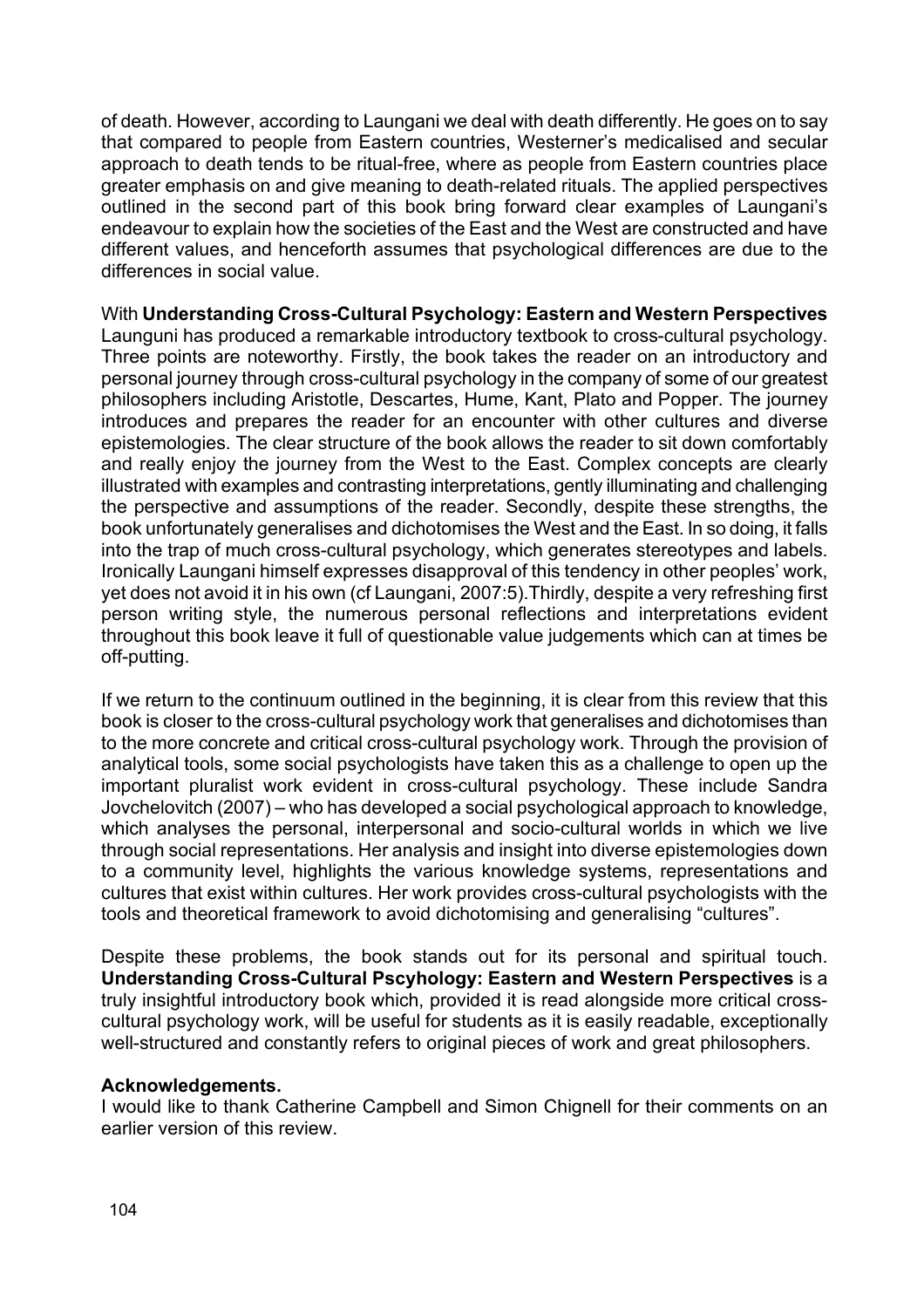of death. However, according to Laungani we deal with death differently. He goes on to say that compared to people from Eastern countries, Westerner's medicalised and secular approach to death tends to be ritual-free, where as people from Eastern countries place greater emphasis on and give meaning to death-related rituals. The applied perspectives outlined in the second part of this book bring forward clear examples of Laungani's endeavour to explain how the societies of the East and the West are constructed and have different values, and henceforth assumes that psychological differences are due to the differences in social value.

With **Understanding Cross-Cultural Psychology: Eastern and Western Perspectives** Launguni has produced a remarkable introductory textbook to cross-cultural psychology. Three points are noteworthy. Firstly, the book takes the reader on an introductory and personal journey through cross-cultural psychology in the company of some of our greatest philosophers including Aristotle, Descartes, Hume, Kant, Plato and Popper. The journey introduces and prepares the reader for an encounter with other cultures and diverse epistemologies. The clear structure of the book allows the reader to sit down comfortably and really enjoy the journey from the West to the East. Complex concepts are clearly illustrated with examples and contrasting interpretations, gently illuminating and challenging the perspective and assumptions of the reader. Secondly, despite these strengths, the book unfortunately generalises and dichotomises the West and the East. In so doing, it falls into the trap of much cross-cultural psychology, which generates stereotypes and labels. Ironically Laungani himself expresses disapproval of this tendency in other peoples' work, yet does not avoid it in his own (cf Laungani, 2007:5).Thirdly, despite a very refreshing first person writing style, the numerous personal reflections and interpretations evident throughout this book leave it full of questionable value judgements which can at times be off-putting.

If we return to the continuum outlined in the beginning, it is clear from this review that this book is closer to the cross-cultural psychology work that generalises and dichotomises than to the more concrete and critical cross-cultural psychology work. Through the provision of analytical tools, some social psychologists have taken this as a challenge to open up the important pluralist work evident in cross-cultural psychology. These include Sandra Jovchelovitch (2007) – who has developed a social psychological approach to knowledge, which analyses the personal, interpersonal and socio-cultural worlds in which we live through social representations. Her analysis and insight into diverse epistemologies down to a community level, highlights the various knowledge systems, representations and cultures that exist within cultures. Her work provides cross-cultural psychologists with the tools and theoretical framework to avoid dichotomising and generalising "cultures".

Despite these problems, the book stands out for its personal and spiritual touch. **Understanding Cross-Cultural Pscyhology: Eastern and Western Perspectives** is a truly insightful introductory book which, provided it is read alongside more critical cross-cultural psychology work, will be useful for students as it is easily readable, exceptionally well-structured and constantly refers to original pieces of work and great philosophers.

**Acknowledgements.**

I would like to thank Catherine Campbell and Simon Chignell for their comments on an earlier version of this review.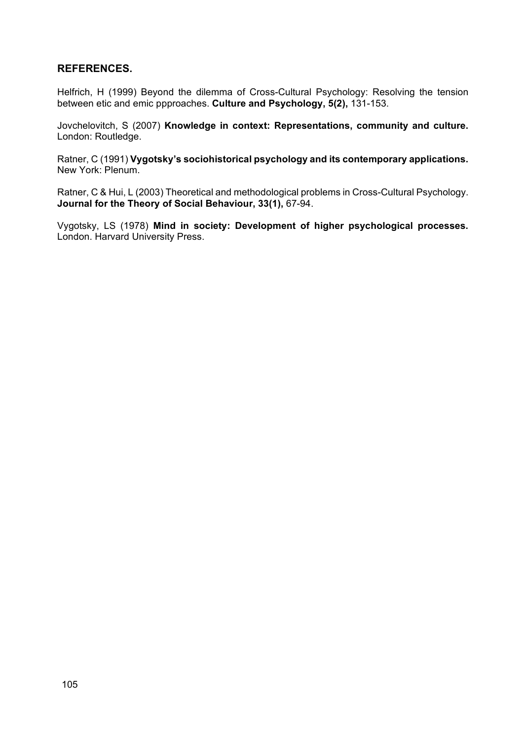## REFERENCES.

Helfrich, H (1999) Beyond the dilemma of Cross-Cultural Psychology: Resolving the tension between etic and emic ppproaches. **Culture and Psychology, 5(2),** 131-153.

Jovchelovitch, S (2007) **Knowledge in context: Representations, community and culture.** London: Routledge.

Ratner, C (1991) **Vygotsky's sociohistorical psychology and its contemporary applications.** New York: Plenum.

Ratner, C & Hui, L (2003) Theoretical and methodological problems in Cross-Cultural Psychology. **Journal for the Theory of Social Behaviour, 33(1),** 67-94.

Vygotsky, LS (1978) **Mind in society: Development of higher psychological processes.** London. Harvard University Press.